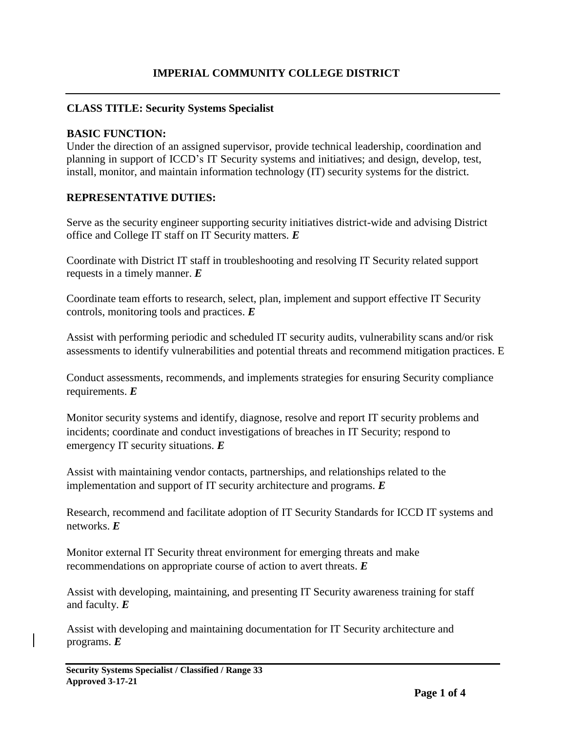# IMPERIAL COMMUNITY COLLEGE DISTRICT

**CLASS TITLE: Security Systems Specialist**

**BASIC FUNCTION:**
Under the direction of an assigned supervisor, provide technical leadership, coordination and planning in support of ICCD's IT Security systems and initiatives; and design, develop, test, install, monitor, and maintain information technology (IT) security systems for the district.

**REPRESENTATIVE DUTIES:**

Serve as the security engineer supporting security initiatives district-wide and advising District office and College IT staff on IT Security matters. ***E***

Coordinate with District IT staff in troubleshooting and resolving IT Security related support requests in a timely manner. ***E***

Coordinate team efforts to research, select, plan, implement and support effective IT Security controls, monitoring tools and practices. ***E***

Assist with performing periodic and scheduled IT security audits, vulnerability scans and/or risk assessments to identify vulnerabilities and potential threats and recommend mitigation practices. E

Conduct assessments, recommends, and implements strategies for ensuring Security compliance requirements. ***E***

Monitor security systems and identify, diagnose, resolve and report IT security problems and incidents; coordinate and conduct investigations of breaches in IT Security; respond to emergency IT security situations. ***E***

Assist with maintaining vendor contacts, partnerships, and relationships related to the implementation and support of IT security architecture and programs. ***E***

Research, recommend and facilitate adoption of IT Security Standards for ICCD IT systems and networks. ***E***

Monitor external IT Security threat environment for emerging threats and make recommendations on appropriate course of action to avert threats. ***E***

Assist with developing, maintaining, and presenting IT Security awareness training for staff and faculty. ***E***

Assist with developing and maintaining documentation for IT Security architecture and programs. ***E***

**Security Systems Specialist / Classified / Range 33**
**Approved 3-17-21**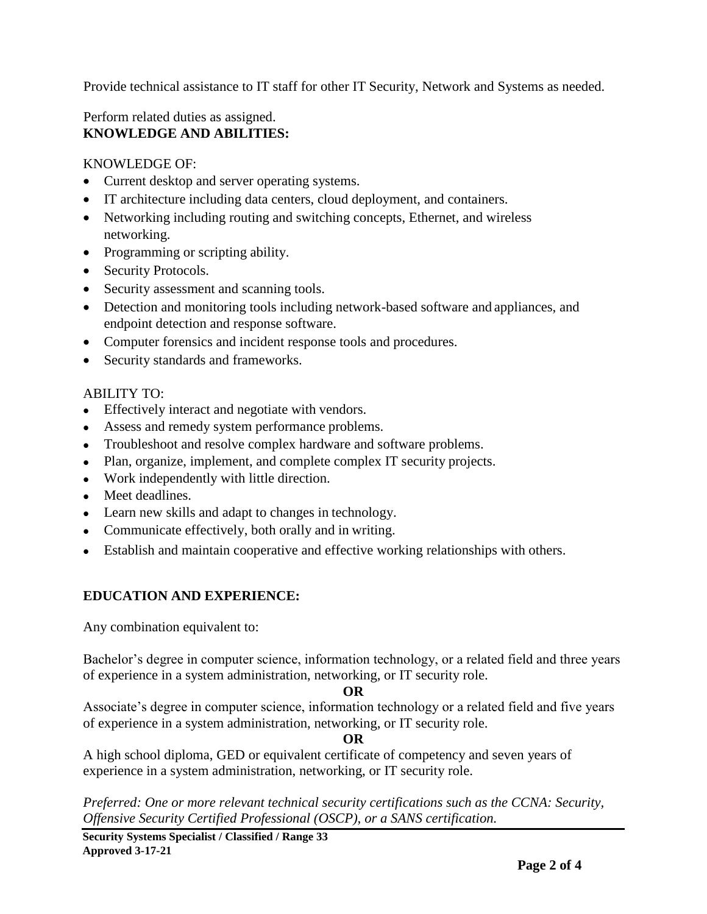Provide technical assistance to IT staff for other IT Security, Network and Systems as needed.

Perform related duties as assigned.

**KNOWLEDGE AND ABILITIES:**

KNOWLEDGE OF:

- Current desktop and server operating systems.
- IT architecture including data centers, cloud deployment, and containers.
- Networking including routing and switching concepts, Ethernet, and wireless networking.
- Programming or scripting ability.
- Security Protocols.
- Security assessment and scanning tools.
- Detection and monitoring tools including network-based software and appliances, and endpoint detection and response software.
- Computer forensics and incident response tools and procedures.
- Security standards and frameworks.

ABILITY TO:

- Effectively interact and negotiate with vendors.
- Assess and remedy system performance problems.
- Troubleshoot and resolve complex hardware and software problems.
- Plan, organize, implement, and complete complex IT security projects.
- Work independently with little direction.
- Meet deadlines.
- Learn new skills and adapt to changes in technology.
- Communicate effectively, both orally and in writing.
- Establish and maintain cooperative and effective working relationships with others.

**EDUCATION AND EXPERIENCE:**

Any combination equivalent to:

Bachelor's degree in computer science, information technology, or a related field and three years of experience in a system administration, networking, or IT security role.

**OR**

Associate's degree in computer science, information technology or a related field and five years of experience in a system administration, networking, or IT security role.

**OR**

A high school diploma, GED or equivalent certificate of competency and seven years of experience in a system administration, networking, or IT security role.

*Preferred: One or more relevant technical security certifications such as the CCNA: Security, Offensive Security Certified Professional (OSCP), or a SANS certification.*

**Security Systems Specialist / Classified / Range 33**
**Approved 3-17-21**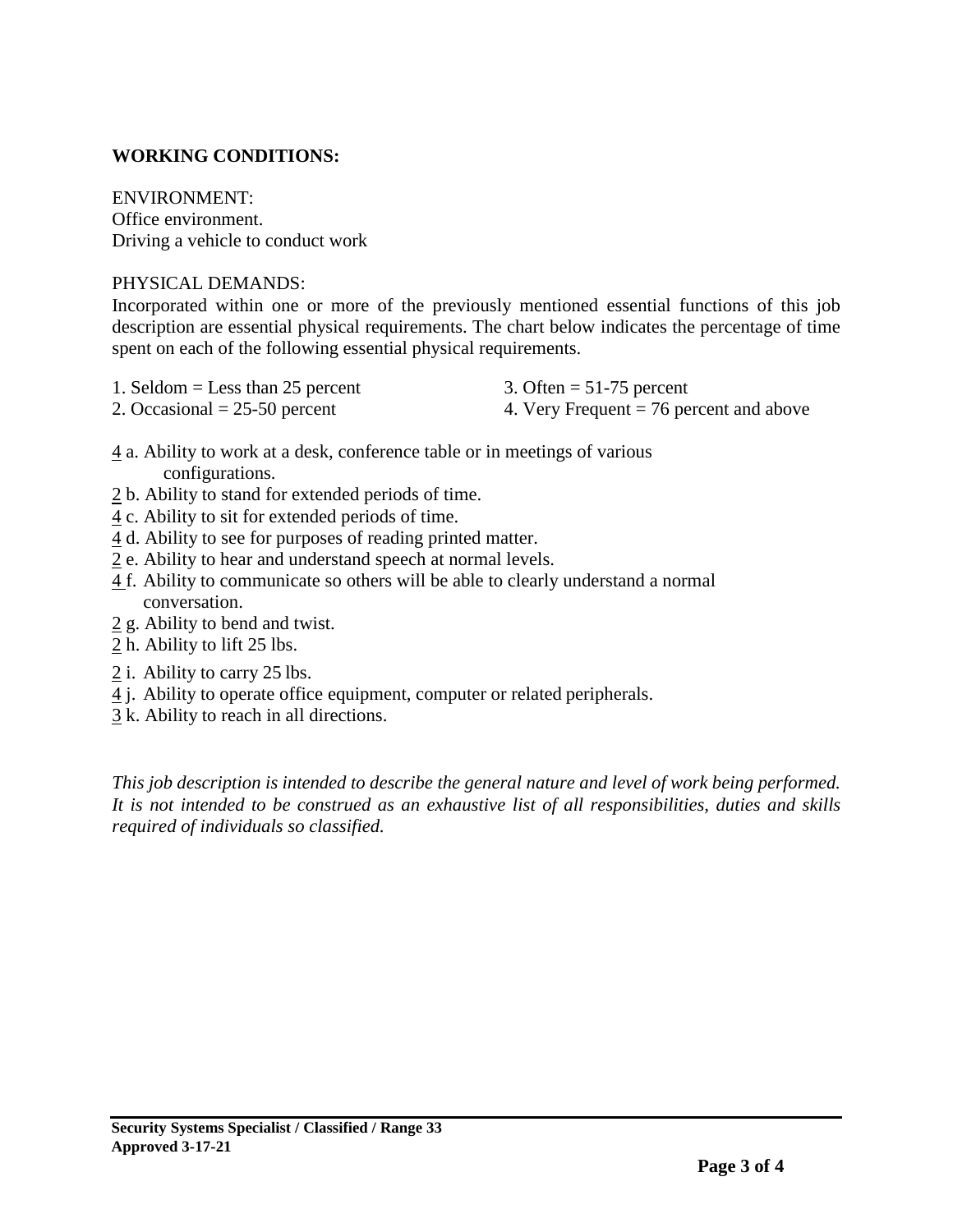**WORKING CONDITIONS:**

ENVIRONMENT:
Office environment.
Driving a vehicle to conduct work

PHYSICAL DEMANDS:
Incorporated within one or more of the previously mentioned essential functions of this job description are essential physical requirements. The chart below indicates the percentage of time spent on each of the following essential physical requirements.

1. Seldom = Less than 25 percent
2. Occasional = 25-50 percent
3. Often = 51-75 percent
4. Very Frequent = 76 percent and above

<u>4</u> a. Ability to work at a desk, conference table or in meetings of various configurations.
<u>2</u> b. Ability to stand for extended periods of time.
<u>4</u> c. Ability to sit for extended periods of time.
<u>4</u> d. Ability to see for purposes of reading printed matter.
<u>2</u> e. Ability to hear and understand speech at normal levels.
<u>4</u> f. Ability to communicate so others will be able to clearly understand a normal conversation.
<u>2</u> g. Ability to bend and twist.
<u>2</u> h. Ability to lift 25 lbs.
<u>2</u> i. Ability to carry 25 lbs.
<u>4</u> j. Ability to operate office equipment, computer or related peripherals.
<u>3</u> k. Ability to reach in all directions.

*This job description is intended to describe the general nature and level of work being performed. It is not intended to be construed as an exhaustive list of all responsibilities, duties and skills required of individuals so classified.*

**Security Systems Specialist / Classified / Range 33**
**Approved 3-17-21**